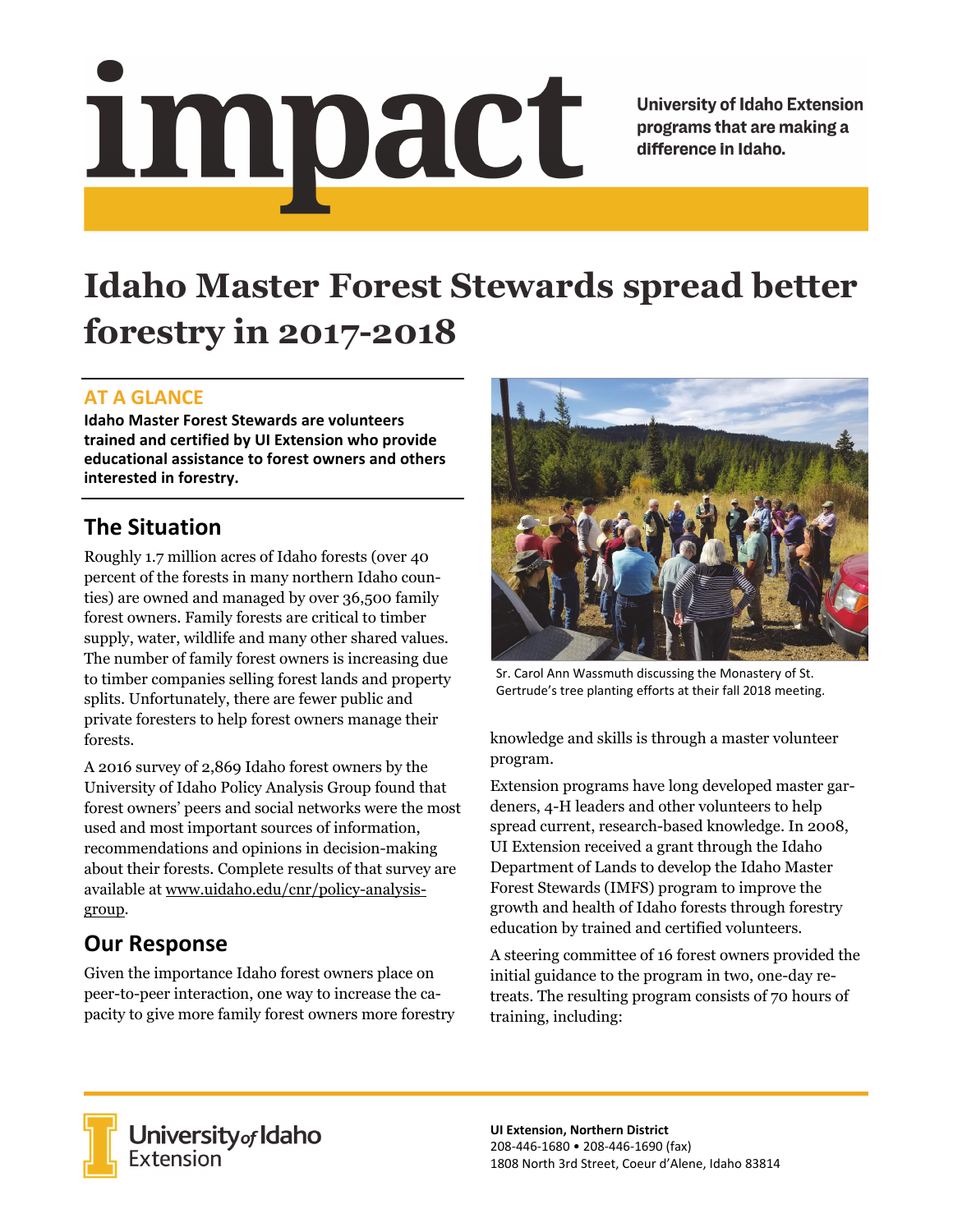# impact

University of Idaho Extension programs that are making a difference in Idaho.

# Idaho Master Forest Stewards spread better forestry in 2017-2018

## AT A GLANCE

**Idaho Master Forest Stewards are volunteers trained and certified by UI Extension who provide educational assistance to forest owners and others interested in forestry.**

## The Situation

Roughly 1.7 million acres of Idaho forests (over 40 percent of the forests in many northern Idaho counties) are owned and managed by over 36,500 family forest owners. Family forests are critical to timber supply, water, wildlife and many other shared values. The number of family forest owners is increasing due to timber companies selling forest lands and property splits. Unfortunately, there are fewer public and private foresters to help forest owners manage their forests.

A 2016 survey of 2,869 Idaho forest owners by the University of Idaho Policy Analysis Group found that forest owners' peers and social networks were the most used and most important sources of information, recommendations and opinions in decision-making about their forests. Complete results of that survey are available at www.uidaho.edu/cnr/policy-analysis-group.

## Our Response

Given the importance Idaho forest owners place on peer-to-peer interaction, one way to increase the capacity to give more family forest owners more forestry knowledge and skills is through a master volunteer program.

Sr. Carol Ann Wassmuth discussing the Monastery of St. Gertrude's tree planting efforts at their fall 2018 meeting.

Extension programs have long developed master gardeners, 4-H leaders and other volunteers to help spread current, research-based knowledge. In 2008, UI Extension received a grant through the Idaho Department of Lands to develop the Idaho Master Forest Stewards (IMFS) program to improve the growth and health of Idaho forests through forestry education by trained and certified volunteers.

A steering committee of 16 forest owners provided the initial guidance to the program in two, one-day retreats. The resulting program consists of 70 hours of training, including:

University of Idaho Extension

**UI Extension, Northern District**
208-446-1680 • 208-446-1690 (fax)
1808 North 3rd Street, Coeur d'Alene, Idaho 83814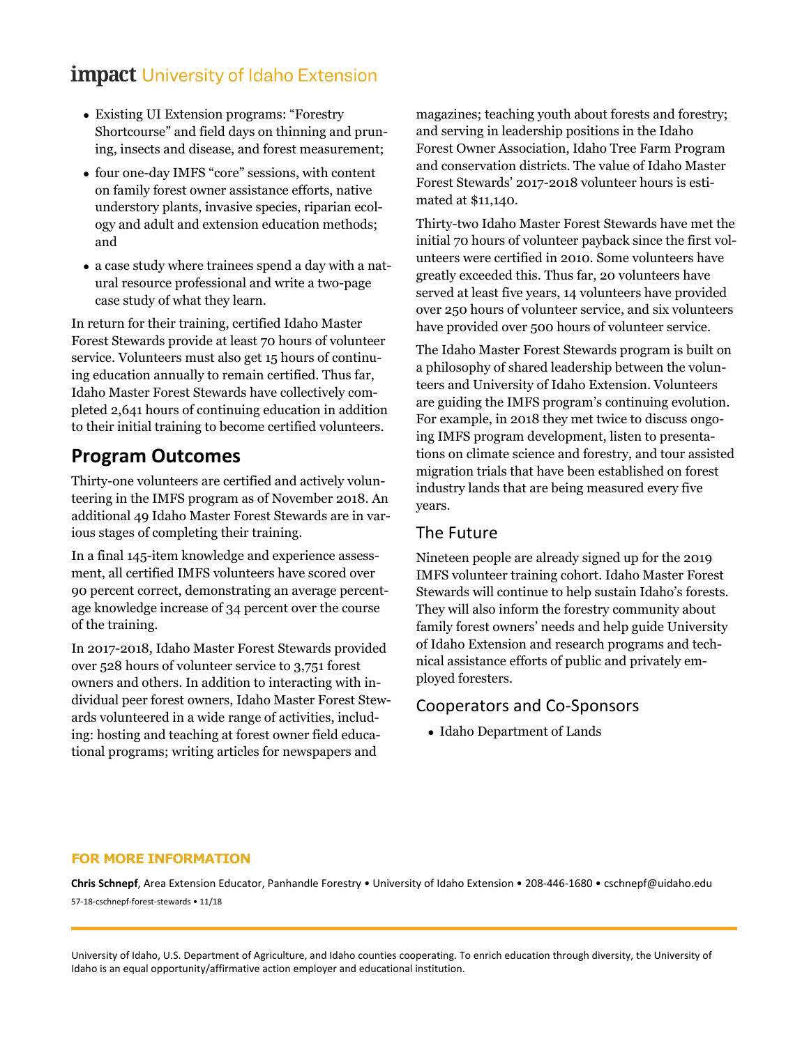- Existing UI Extension programs: "Forestry Shortcourse" and field days on thinning and pruning, insects and disease, and forest measurement;
- four one-day IMFS "core" sessions, with content on family forest owner assistance efforts, native understory plants, invasive species, riparian ecology and adult and extension education methods; and
- a case study where trainees spend a day with a natural resource professional and write a two-page case study of what they learn.

In return for their training, certified Idaho Master Forest Stewards provide at least 70 hours of volunteer service. Volunteers must also get 15 hours of continuing education annually to remain certified. Thus far, Idaho Master Forest Stewards have collectively completed 2,641 hours of continuing education in addition to their initial training to become certified volunteers.

## Program Outcomes

Thirty-one volunteers are certified and actively volunteering in the IMFS program as of November 2018. An additional 49 Idaho Master Forest Stewards are in various stages of completing their training.

In a final 145-item knowledge and experience assessment, all certified IMFS volunteers have scored over 90 percent correct, demonstrating an average percentage knowledge increase of 34 percent over the course of the training.

In 2017-2018, Idaho Master Forest Stewards provided over 528 hours of volunteer service to 3,751 forest owners and others. In addition to interacting with individual peer forest owners, Idaho Master Forest Stewards volunteered in a wide range of activities, including: hosting and teaching at forest owner field educational programs; writing articles for newspapers and magazines; teaching youth about forests and forestry; and serving in leadership positions in the Idaho Forest Owner Association, Idaho Tree Farm Program and conservation districts. The value of Idaho Master Forest Stewards' 2017-2018 volunteer hours is estimated at $11,140.

Thirty-two Idaho Master Forest Stewards have met the initial 70 hours of volunteer payback since the first volunteers were certified in 2010. Some volunteers have greatly exceeded this. Thus far, 20 volunteers have served at least five years, 14 volunteers have provided over 250 hours of volunteer service, and six volunteers have provided over 500 hours of volunteer service.

The Idaho Master Forest Stewards program is built on a philosophy of shared leadership between the volunteers and University of Idaho Extension. Volunteers are guiding the IMFS program's continuing evolution. For example, in 2018 they met twice to discuss ongoing IMFS program development, listen to presentations on climate science and forestry, and tour assisted migration trials that have been established on forest industry lands that are being measured every five years.

### The Future

Nineteen people are already signed up for the 2019 IMFS volunteer training cohort. Idaho Master Forest Stewards will continue to help sustain Idaho's forests. They will also inform the forestry community about family forest owners' needs and help guide University of Idaho Extension and research programs and technical assistance efforts of public and privately employed foresters.

### Cooperators and Co-Sponsors

- Idaho Department of Lands

**FOR MORE INFORMATION**

**Chris Schnepf**, Area Extension Educator, Panhandle Forestry • University of Idaho Extension • 208-446-1680 • cschnepf@uidaho.edu

57-18-cschnepf-forest-stewards • 11/18

University of Idaho, U.S. Department of Agriculture, and Idaho counties cooperating. To enrich education through diversity, the University of Idaho is an equal opportunity/affirmative action employer and educational institution.